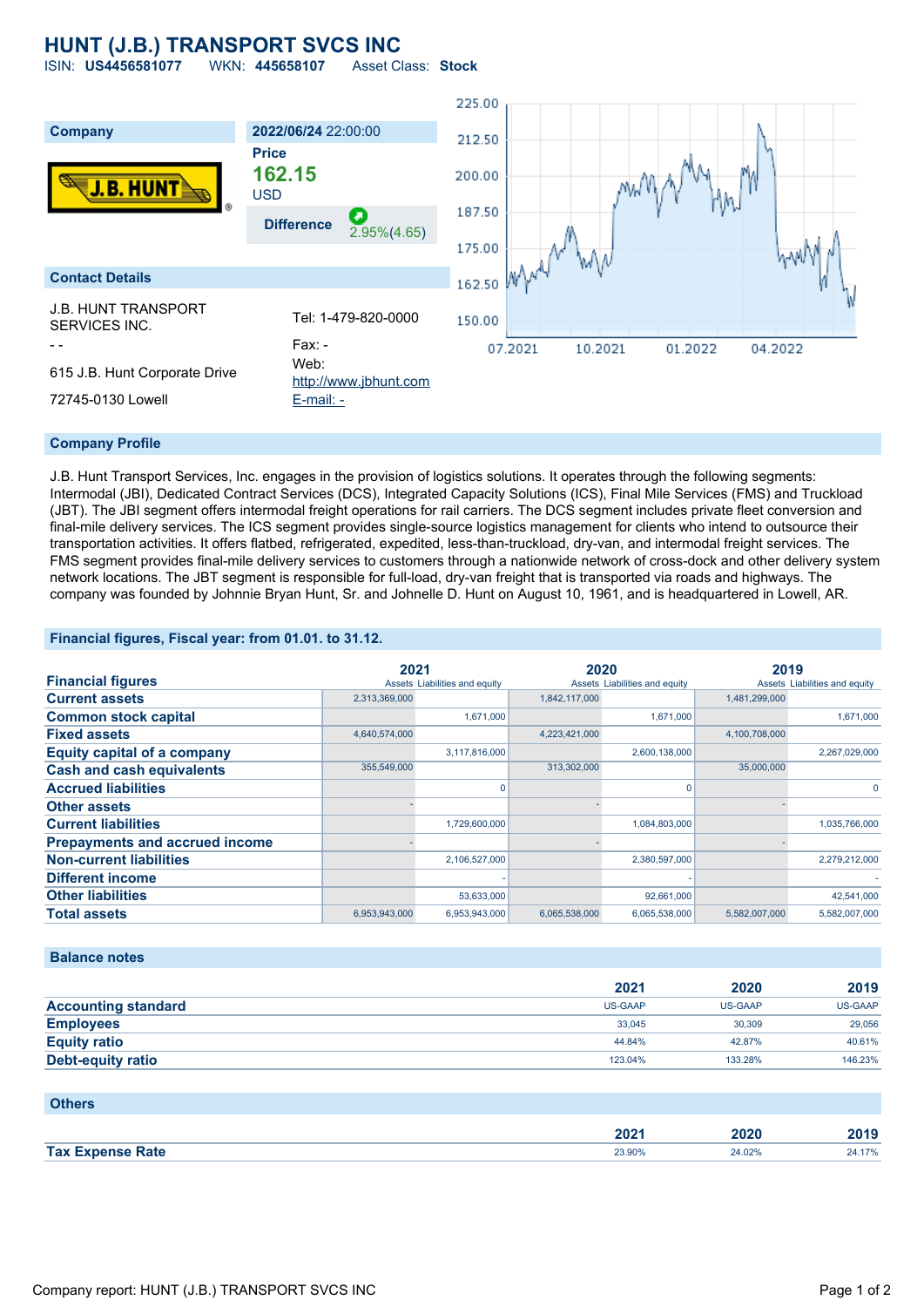# HUNT (J.B.) TRANSPORT SVCS INC

ISIN: **US4456581077** WKN: **445658107** Asset Class: **Stock**

| Company | 2022/06/24 22:00:00 |
|---|---|
| | **Price** |
| | **162.15** USD |
| | **Difference** 2.95%(4.65) |

## Contact Details

J.B. HUNT TRANSPORT SERVICES INC.

\- -

615 J.B. Hunt Corporate Drive

72745-0130 Lowell

Tel: 1-479-820-0000

Fax: -

Web: http://www.jbhunt.com

E-mail: -

## Company Profile

J.B. Hunt Transport Services, Inc. engages in the provision of logistics solutions. It operates through the following segments: Intermodal (JBI), Dedicated Contract Services (DCS), Integrated Capacity Solutions (ICS), Final Mile Services (FMS) and Truckload (JBT). The JBI segment offers intermodal freight operations for rail carriers. The DCS segment includes private fleet conversion and final-mile delivery services. The ICS segment provides single-source logistics management for clients who intend to outsource their transportation activities. It offers flatbed, refrigerated, expedited, less-than-truckload, dry-van, and intermodal freight services. The FMS segment provides final-mile delivery services to customers through a nationwide network of cross-dock and other delivery system network locations. The JBT segment is responsible for full-load, dry-van freight that is transported via roads and highways. The company was founded by Johnnie Bryan Hunt, Sr. and Johnelle D. Hunt on August 10, 1961, and is headquartered in Lowell, AR.

## Financial figures, Fiscal year: from 01.01. to 31.12.

| Financial figures | 2021 | | 2020 | | 2019 | |
|---|---|---|---|---|---|---|
| | Assets | Liabilities and equity | Assets | Liabilities and equity | Assets | Liabilities and equity |
| **Current assets** | 2,313,369,000 | | 1,842,117,000 | | 1,481,299,000 | |
| **Common stock capital** | | 1,671,000 | | 1,671,000 | | 1,671,000 |
| **Fixed assets** | 4,640,574,000 | | 4,223,421,000 | | 4,100,708,000 | |
| **Equity capital of a company** | | 3,117,816,000 | | 2,600,138,000 | | 2,267,029,000 |
| **Cash and cash equivalents** | 355,549,000 | | 313,302,000 | | 35,000,000 | |
| **Accrued liabilities** | | 0 | | 0 | | 0 |
| **Other assets** | - | | - | | - | |
| **Current liabilities** | | 1,729,600,000 | | 1,084,803,000 | | 1,035,766,000 |
| **Prepayments and accrued income** | - | | - | | - | |
| **Non-current liabilities** | | 2,106,527,000 | | 2,380,597,000 | | 2,279,212,000 |
| **Different income** | | - | | - | | - |
| **Other liabilities** | | 53,633,000 | | 92,661,000 | | 42,541,000 |
| **Total assets** | 6,953,943,000 | 6,953,943,000 | 6,065,538,000 | 6,065,538,000 | 5,582,007,000 | 5,582,007,000 |

## Balance notes

| | 2021 | 2020 | 2019 |
|---|---|---|---|
| **Accounting standard** | US-GAAP | US-GAAP | US-GAAP |
| **Employees** | 33,045 | 30,309 | 29,056 |
| **Equity ratio** | 44.84% | 42.87% | 40.61% |
| **Debt-equity ratio** | 123.04% | 133.28% | 146.23% |

## Others

| | 2021 | 2020 | 2019 |
|---|---|---|---|
| **Tax Expense Rate** | 23.90% | 24.02% | 24.17% |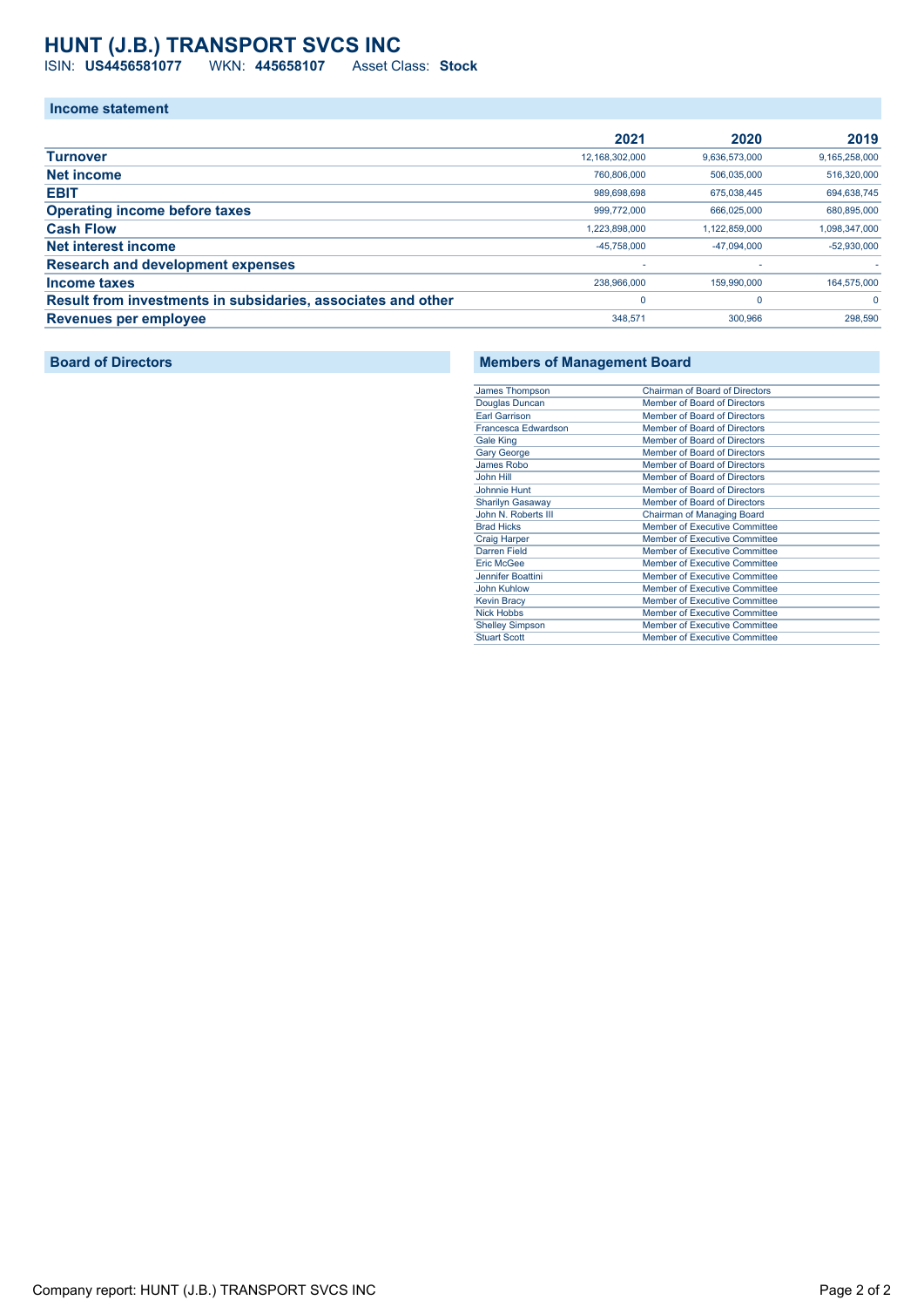# HUNT (J.B.) TRANSPORT SVCS INC

ISIN: **US4456581077** WKN: **445658107** Asset Class: **Stock**

## Income statement

| | 2021 | 2020 | 2019 |
|---|---|---|---|
| **Turnover** | 12,168,302,000 | 9,636,573,000 | 9,165,258,000 |
| **Net income** | 760,806,000 | 506,035,000 | 516,320,000 |
| **EBIT** | 989,698,698 | 675,038,445 | 694,638,745 |
| **Operating income before taxes** | 999,772,000 | 666,025,000 | 680,895,000 |
| **Cash Flow** | 1,223,898,000 | 1,122,859,000 | 1,098,347,000 |
| **Net interest income** | -45,758,000 | -47,094,000 | -52,930,000 |
| **Research and development expenses** | - | - | - |
| **Income taxes** | 238,966,000 | 159,990,000 | 164,575,000 |
| **Result from investments in subsidaries, associates and other** | 0 | 0 | 0 |
| **Revenues per employee** | 348,571 | 300,966 | 298,590 |

## Board of Directors

## Members of Management Board

| | |
|---|---|
| James Thompson | Chairman of Board of Directors |
| Douglas Duncan | Member of Board of Directors |
| Earl Garrison | Member of Board of Directors |
| Francesca Edwardson | Member of Board of Directors |
| Gale King | Member of Board of Directors |
| Gary George | Member of Board of Directors |
| James Robo | Member of Board of Directors |
| John Hill | Member of Board of Directors |
| Johnnie Hunt | Member of Board of Directors |
| Sharilyn Gasaway | Member of Board of Directors |
| John N. Roberts III | Chairman of Managing Board |
| Brad Hicks | Member of Executive Committee |
| Craig Harper | Member of Executive Committee |
| Darren Field | Member of Executive Committee |
| Eric McGee | Member of Executive Committee |
| Jennifer Boattini | Member of Executive Committee |
| John Kuhlow | Member of Executive Committee |
| Kevin Bracy | Member of Executive Committee |
| Nick Hobbs | Member of Executive Committee |
| Shelley Simpson | Member of Executive Committee |
| Stuart Scott | Member of Executive Committee |